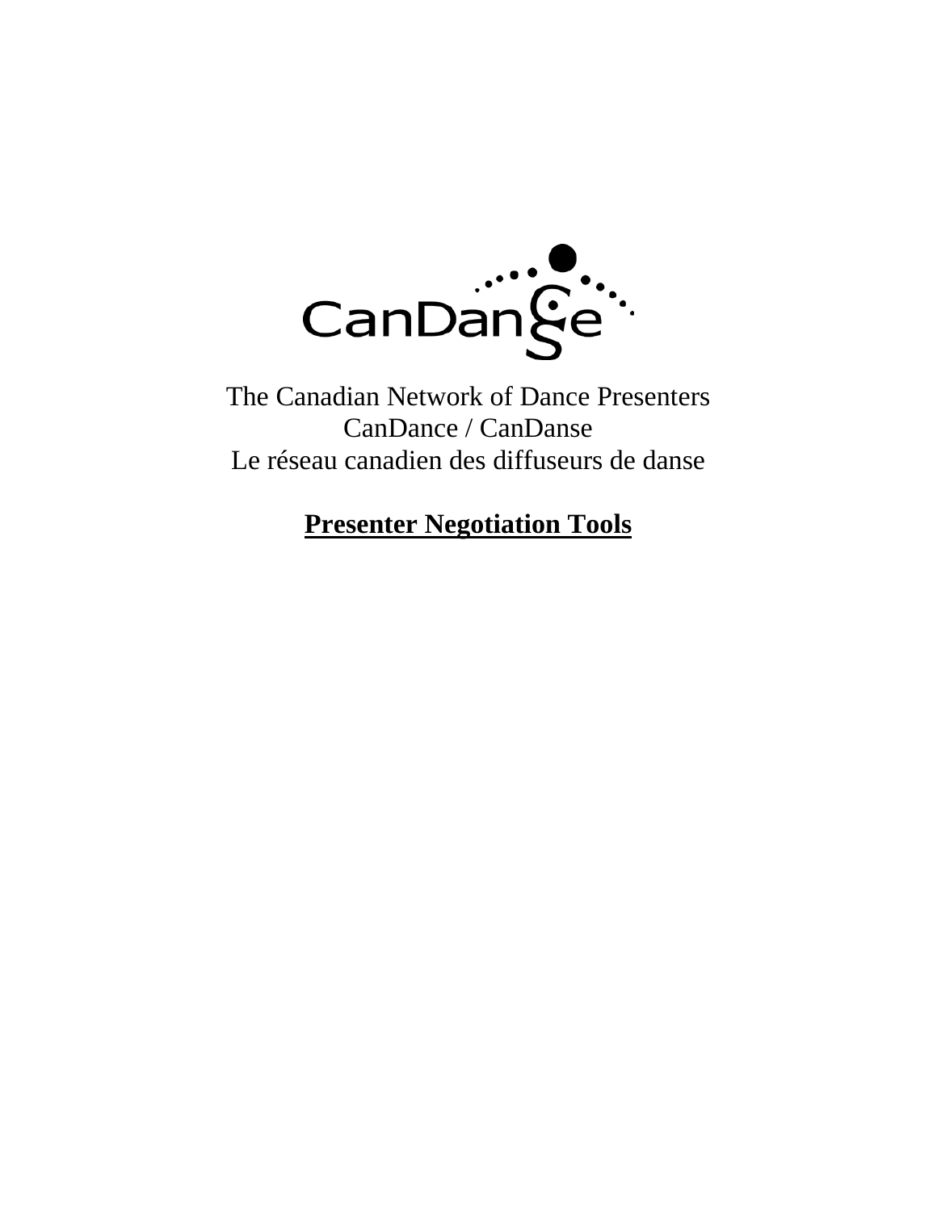The Canadian Network of Dance Presenters
CanDance / CanDanse
Le réseau canadien des diffuseurs de danse

# **Presenter Negotiation Tools**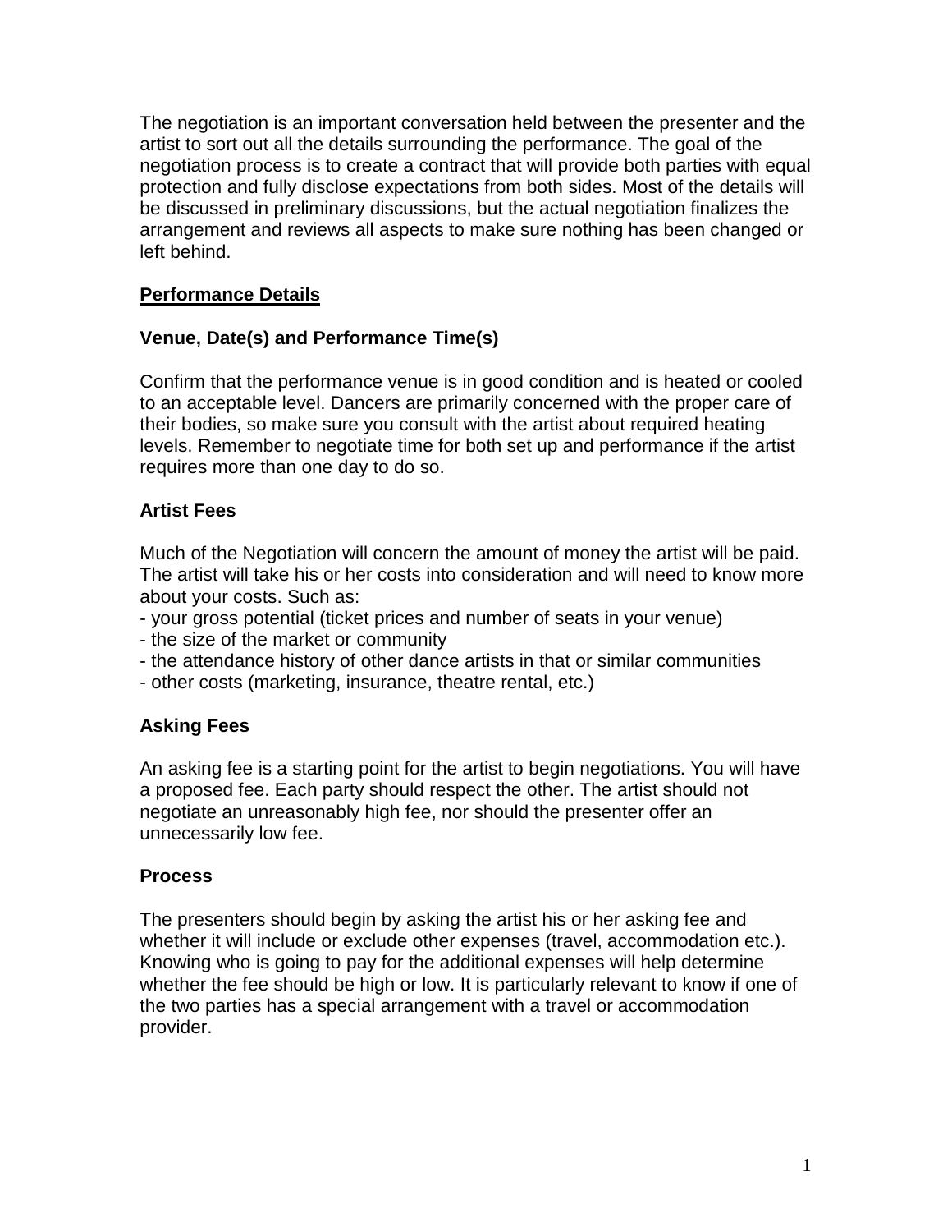The negotiation is an important conversation held between the presenter and the artist to sort out all the details surrounding the performance. The goal of the negotiation process is to create a contract that will provide both parties with equal protection and fully disclose expectations from both sides. Most of the details will be discussed in preliminary discussions, but the actual negotiation finalizes the arrangement and reviews all aspects to make sure nothing has been changed or left behind.

## <u>Performance Details</u>

### Venue, Date(s) and Performance Time(s)

Confirm that the performance venue is in good condition and is heated or cooled to an acceptable level. Dancers are primarily concerned with the proper care of their bodies, so make sure you consult with the artist about required heating levels. Remember to negotiate time for both set up and performance if the artist requires more than one day to do so.

### Artist Fees

Much of the Negotiation will concern the amount of money the artist will be paid. The artist will take his or her costs into consideration and will need to know more about your costs. Such as:

- your gross potential (ticket prices and number of seats in your venue)
- the size of the market or community
- the attendance history of other dance artists in that or similar communities
- other costs (marketing, insurance, theatre rental, etc.)

### Asking Fees

An asking fee is a starting point for the artist to begin negotiations. You will have a proposed fee. Each party should respect the other. The artist should not negotiate an unreasonably high fee, nor should the presenter offer an unnecessarily low fee.

### Process

The presenters should begin by asking the artist his or her asking fee and whether it will include or exclude other expenses (travel, accommodation etc.). Knowing who is going to pay for the additional expenses will help determine whether the fee should be high or low. It is particularly relevant to know if one of the two parties has a special arrangement with a travel or accommodation provider.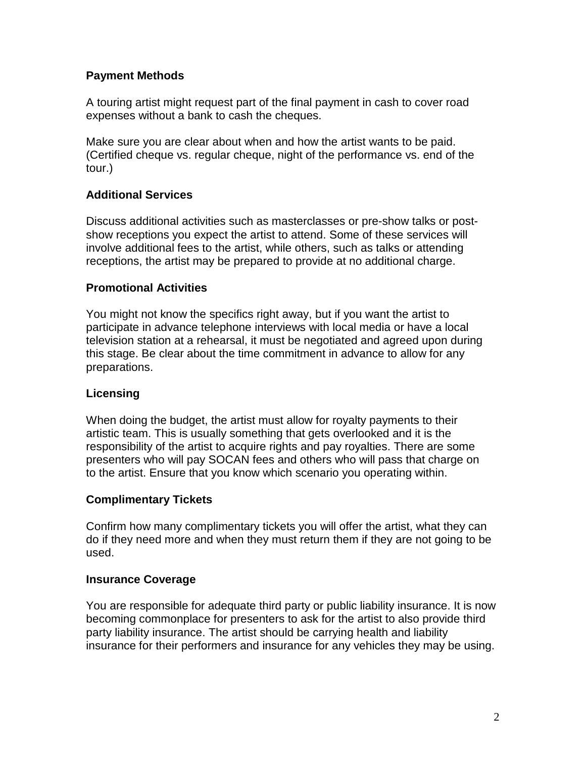### Payment Methods

A touring artist might request part of the final payment in cash to cover road expenses without a bank to cash the cheques.

Make sure you are clear about when and how the artist wants to be paid. (Certified cheque vs. regular cheque, night of the performance vs. end of the tour.)

### Additional Services

Discuss additional activities such as masterclasses or pre-show talks or post-show receptions you expect the artist to attend. Some of these services will involve additional fees to the artist, while others, such as talks or attending receptions, the artist may be prepared to provide at no additional charge.

### Promotional Activities

You might not know the specifics right away, but if you want the artist to participate in advance telephone interviews with local media or have a local television station at a rehearsal, it must be negotiated and agreed upon during this stage. Be clear about the time commitment in advance to allow for any preparations.

### Licensing

When doing the budget, the artist must allow for royalty payments to their artistic team. This is usually something that gets overlooked and it is the responsibility of the artist to acquire rights and pay royalties. There are some presenters who will pay SOCAN fees and others who will pass that charge on to the artist. Ensure that you know which scenario you operating within.

### Complimentary Tickets

Confirm how many complimentary tickets you will offer the artist, what they can do if they need more and when they must return them if they are not going to be used.

### Insurance Coverage

You are responsible for adequate third party or public liability insurance. It is now becoming commonplace for presenters to ask for the artist to also provide third party liability insurance. The artist should be carrying health and liability insurance for their performers and insurance for any vehicles they may be using.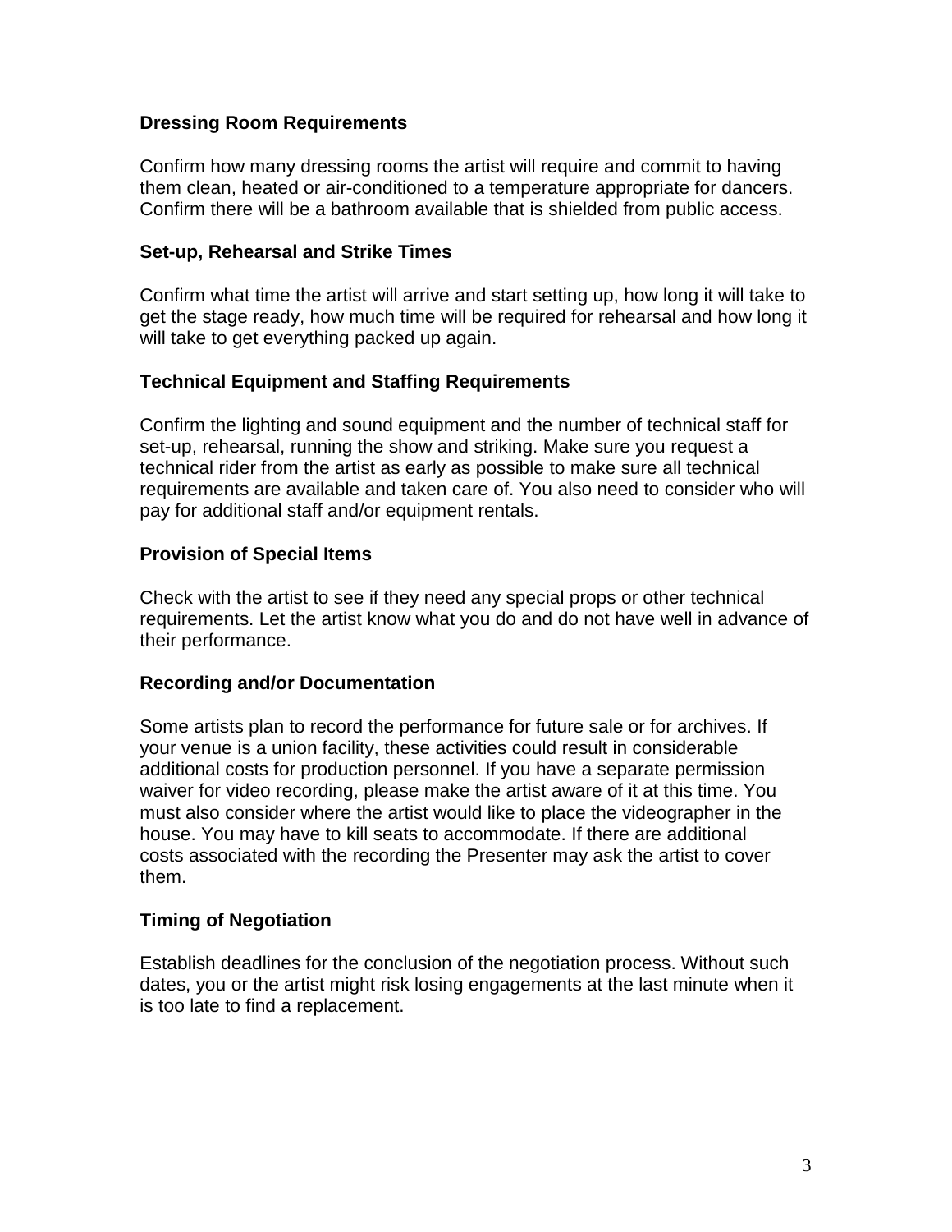### Dressing Room Requirements

Confirm how many dressing rooms the artist will require and commit to having them clean, heated or air-conditioned to a temperature appropriate for dancers. Confirm there will be a bathroom available that is shielded from public access.

### Set-up, Rehearsal and Strike Times

Confirm what time the artist will arrive and start setting up, how long it will take to get the stage ready, how much time will be required for rehearsal and how long it will take to get everything packed up again.

### Technical Equipment and Staffing Requirements

Confirm the lighting and sound equipment and the number of technical staff for set-up, rehearsal, running the show and striking. Make sure you request a technical rider from the artist as early as possible to make sure all technical requirements are available and taken care of. You also need to consider who will pay for additional staff and/or equipment rentals.

### Provision of Special Items

Check with the artist to see if they need any special props or other technical requirements. Let the artist know what you do and do not have well in advance of their performance.

### Recording and/or Documentation

Some artists plan to record the performance for future sale or for archives. If your venue is a union facility, these activities could result in considerable additional costs for production personnel. If you have a separate permission waiver for video recording, please make the artist aware of it at this time. You must also consider where the artist would like to place the videographer in the house. You may have to kill seats to accommodate. If there are additional costs associated with the recording the Presenter may ask the artist to cover them.

### Timing of Negotiation

Establish deadlines for the conclusion of the negotiation process. Without such dates, you or the artist might risk losing engagements at the last minute when it is too late to find a replacement.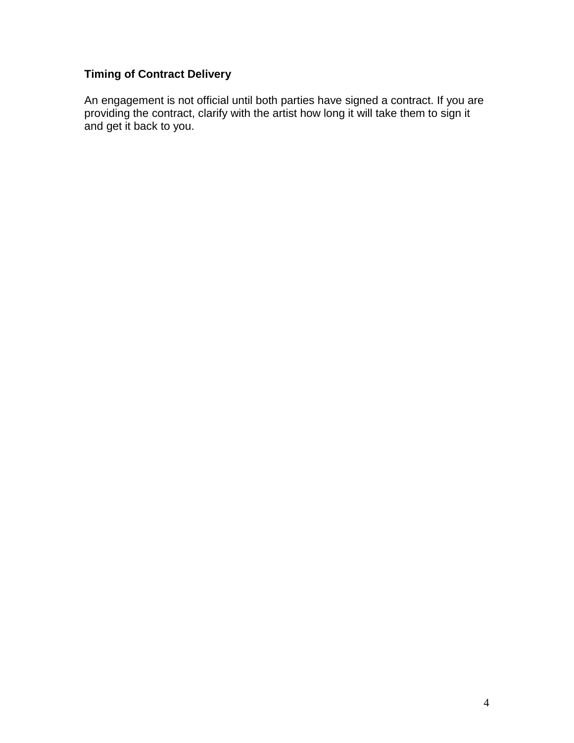**Timing of Contract Delivery**

An engagement is not official until both parties have signed a contract. If you are providing the contract, clarify with the artist how long it will take them to sign it and get it back to you.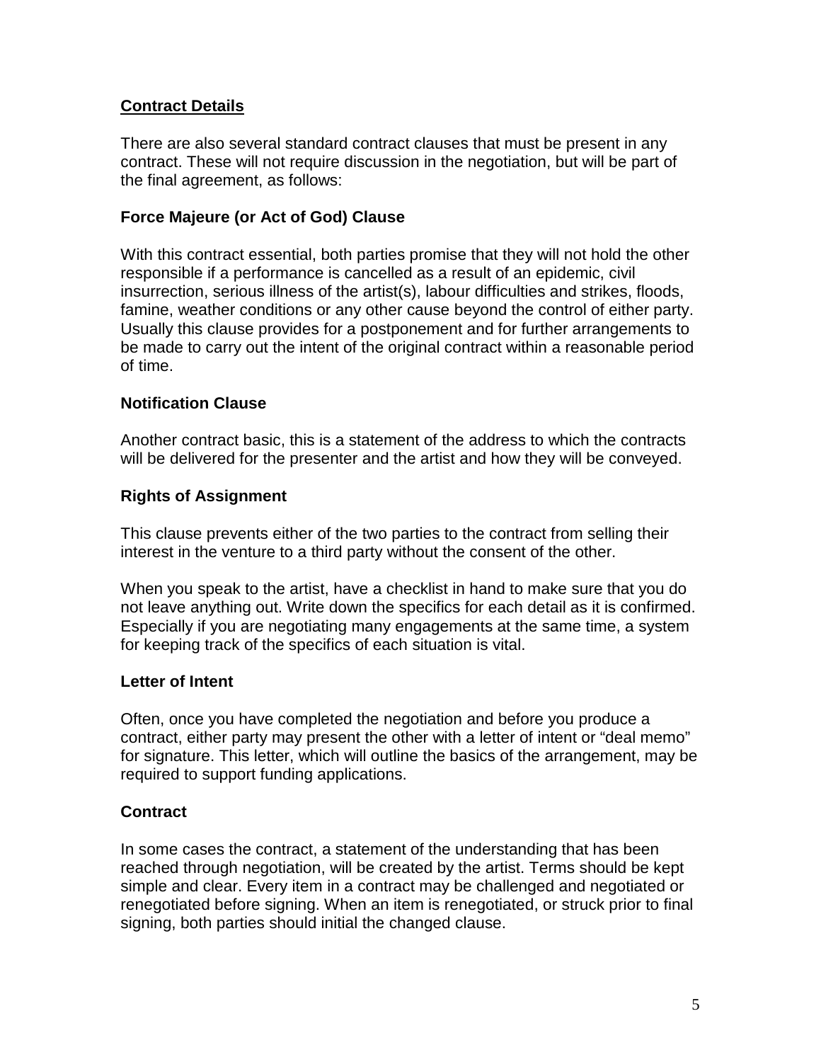## Contract Details

There are also several standard contract clauses that must be present in any contract. These will not require discussion in the negotiation, but will be part of the final agreement, as follows:

### Force Majeure (or Act of God) Clause

With this contract essential, both parties promise that they will not hold the other responsible if a performance is cancelled as a result of an epidemic, civil insurrection, serious illness of the artist(s), labour difficulties and strikes, floods, famine, weather conditions or any other cause beyond the control of either party. Usually this clause provides for a postponement and for further arrangements to be made to carry out the intent of the original contract within a reasonable period of time.

### Notification Clause

Another contract basic, this is a statement of the address to which the contracts will be delivered for the presenter and the artist and how they will be conveyed.

### Rights of Assignment

This clause prevents either of the two parties to the contract from selling their interest in the venture to a third party without the consent of the other.

When you speak to the artist, have a checklist in hand to make sure that you do not leave anything out. Write down the specifics for each detail as it is confirmed. Especially if you are negotiating many engagements at the same time, a system for keeping track of the specifics of each situation is vital.

### Letter of Intent

Often, once you have completed the negotiation and before you produce a contract, either party may present the other with a letter of intent or "deal memo" for signature. This letter, which will outline the basics of the arrangement, may be required to support funding applications.

### Contract

In some cases the contract, a statement of the understanding that has been reached through negotiation, will be created by the artist. Terms should be kept simple and clear. Every item in a contract may be challenged and negotiated or renegotiated before signing. When an item is renegotiated, or struck prior to final signing, both parties should initial the changed clause.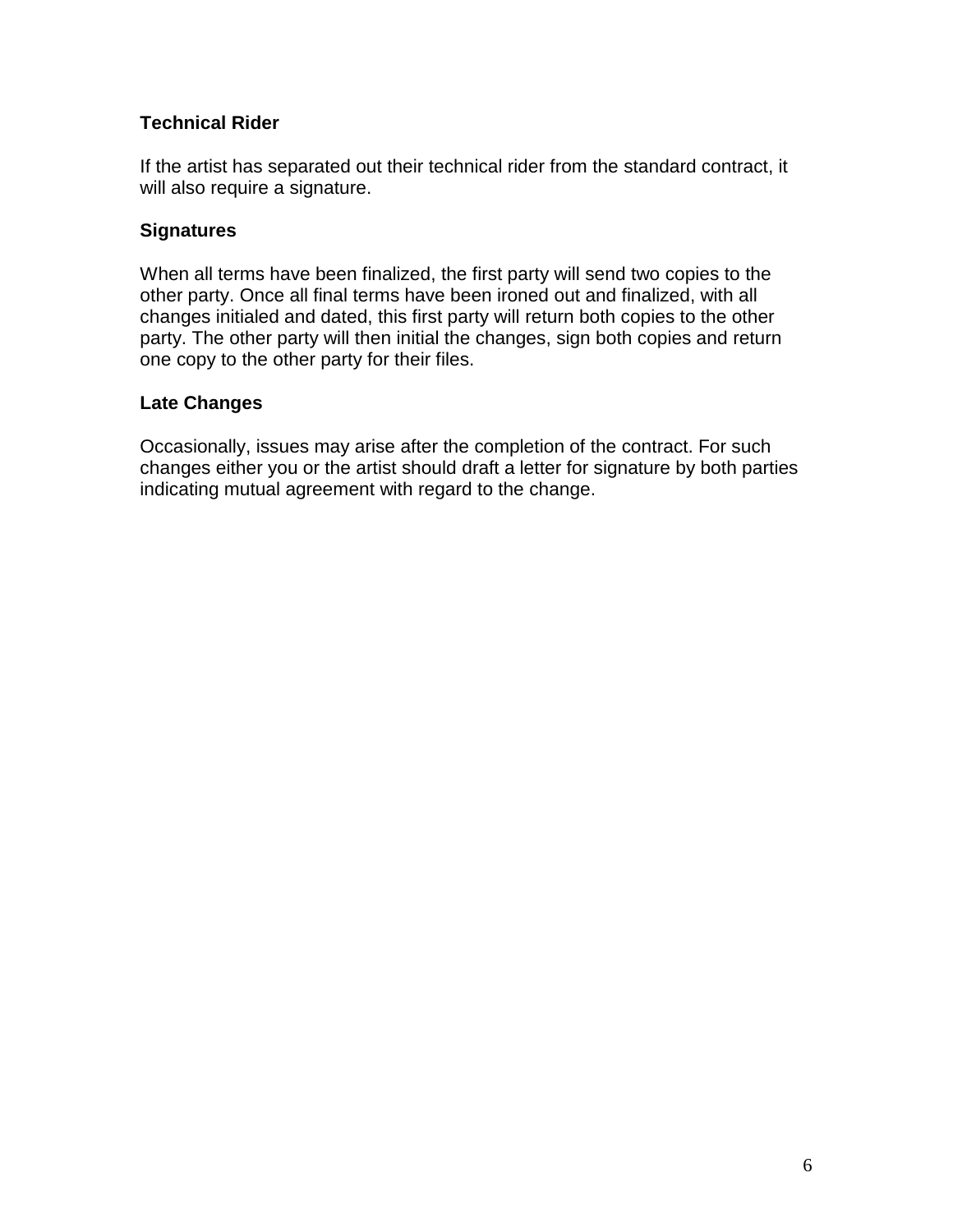### Technical Rider

If the artist has separated out their technical rider from the standard contract, it will also require a signature.

### Signatures

When all terms have been finalized, the first party will send two copies to the other party. Once all final terms have been ironed out and finalized, with all changes initialed and dated, this first party will return both copies to the other party. The other party will then initial the changes, sign both copies and return one copy to the other party for their files.

### Late Changes

Occasionally, issues may arise after the completion of the contract. For such changes either you or the artist should draft a letter for signature by both parties indicating mutual agreement with regard to the change.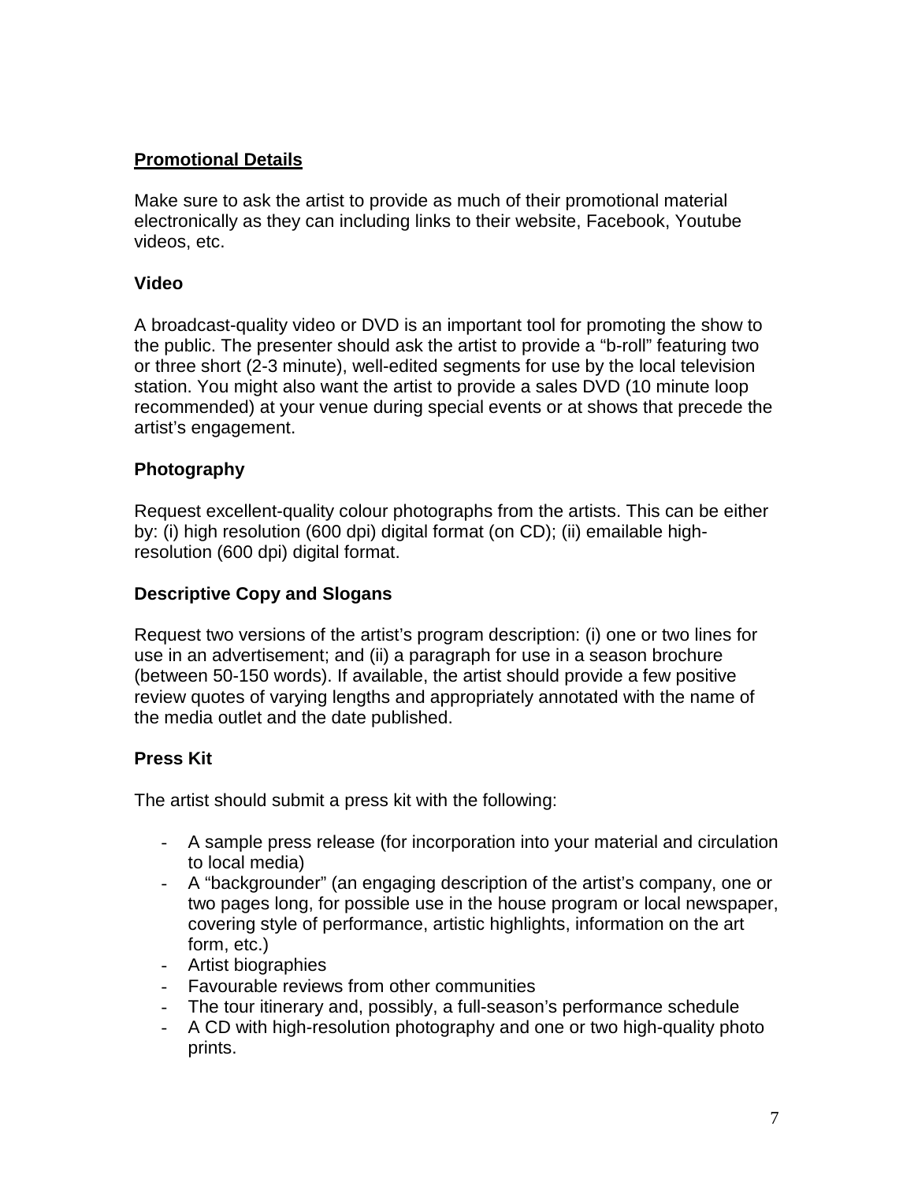## Promotional Details

Make sure to ask the artist to provide as much of their promotional material electronically as they can including links to their website, Facebook, Youtube videos, etc.

### Video

A broadcast-quality video or DVD is an important tool for promoting the show to the public. The presenter should ask the artist to provide a "b-roll" featuring two or three short (2-3 minute), well-edited segments for use by the local television station. You might also want the artist to provide a sales DVD (10 minute loop recommended) at your venue during special events or at shows that precede the artist's engagement.

### Photography

Request excellent-quality colour photographs from the artists. This can be either by: (i) high resolution (600 dpi) digital format (on CD); (ii) emailable high-resolution (600 dpi) digital format.

### Descriptive Copy and Slogans

Request two versions of the artist's program description: (i) one or two lines for use in an advertisement; and (ii) a paragraph for use in a season brochure (between 50-150 words). If available, the artist should provide a few positive review quotes of varying lengths and appropriately annotated with the name of the media outlet and the date published.

### Press Kit

The artist should submit a press kit with the following:

- A sample press release (for incorporation into your material and circulation to local media)
- A "backgrounder" (an engaging description of the artist's company, one or two pages long, for possible use in the house program or local newspaper, covering style of performance, artistic highlights, information on the art form, etc.)
- Artist biographies
- Favourable reviews from other communities
- The tour itinerary and, possibly, a full-season's performance schedule
- A CD with high-resolution photography and one or two high-quality photo prints.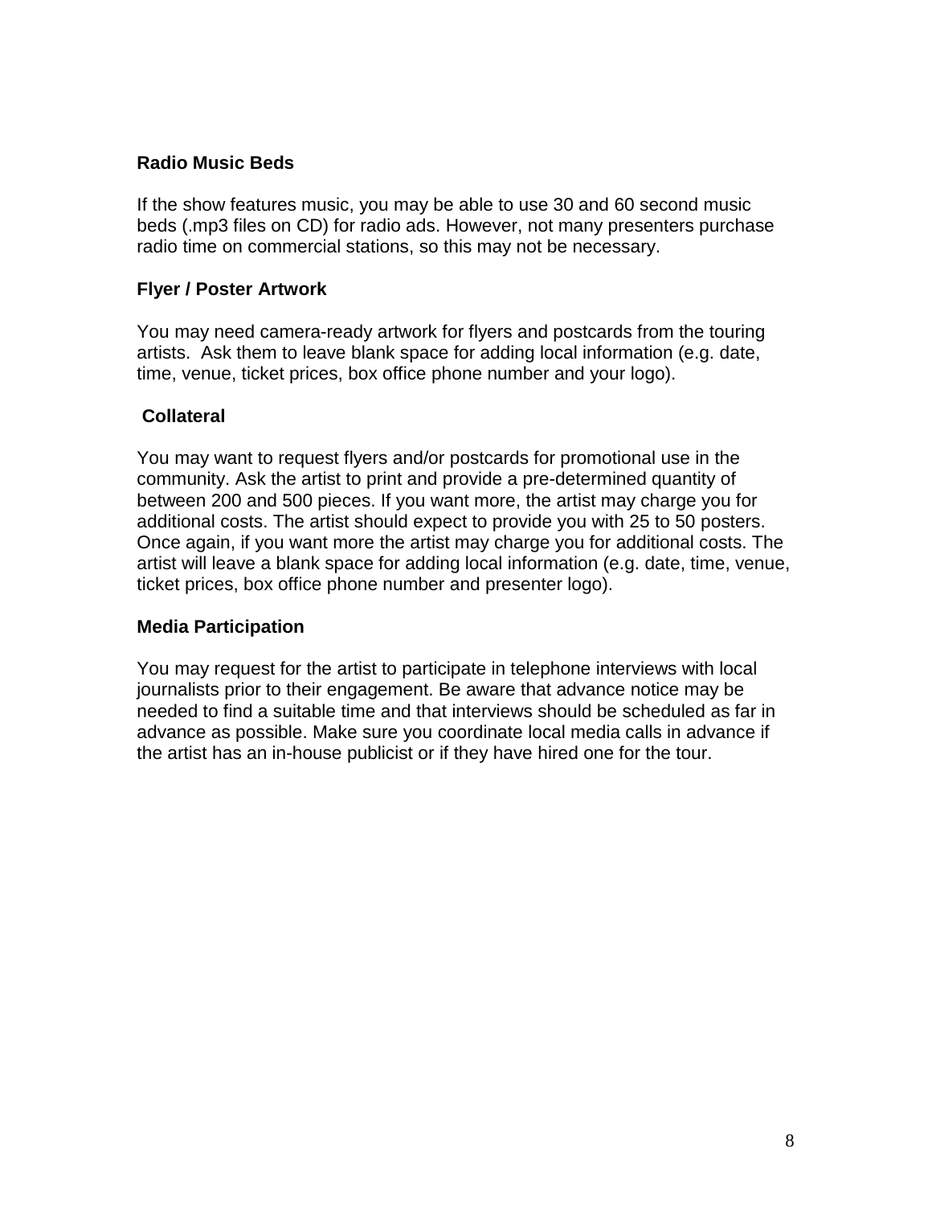**Radio Music Beds**

If the show features music, you may be able to use 30 and 60 second music beds (.mp3 files on CD) for radio ads. However, not many presenters purchase radio time on commercial stations, so this may not be necessary.

**Flyer / Poster Artwork**

You may need camera-ready artwork for flyers and postcards from the touring artists. Ask them to leave blank space for adding local information (e.g. date, time, venue, ticket prices, box office phone number and your logo).

**Collateral**

You may want to request flyers and/or postcards for promotional use in the community. Ask the artist to print and provide a pre-determined quantity of between 200 and 500 pieces. If you want more, the artist may charge you for additional costs. The artist should expect to provide you with 25 to 50 posters. Once again, if you want more the artist may charge you for additional costs. The artist will leave a blank space for adding local information (e.g. date, time, venue, ticket prices, box office phone number and presenter logo).

**Media Participation**

You may request for the artist to participate in telephone interviews with local journalists prior to their engagement. Be aware that advance notice may be needed to find a suitable time and that interviews should be scheduled as far in advance as possible. Make sure you coordinate local media calls in advance if the artist has an in-house publicist or if they have hired one for the tour.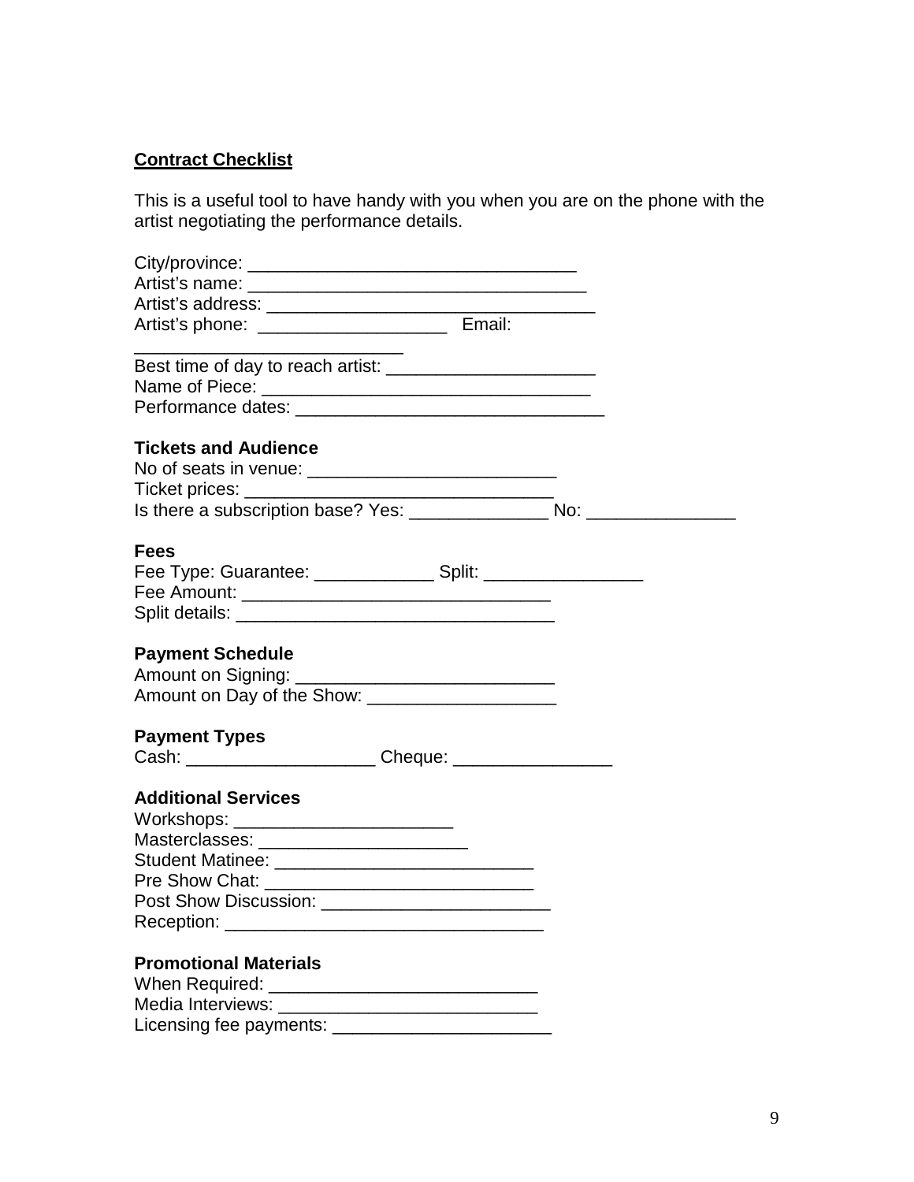**Contract Checklist**

This is a useful tool to have handy with you when you are on the phone with the artist negotiating the performance details.

City/province: ________________________________
Artist's name: ________________________________
Artist's address: ________________________________
Artist's phone: ___________________ Email: ___________________________
Best time of day to reach artist: _____________________
Name of Piece: ________________________________
Performance dates: ______________________________

**Tickets and Audience**

No of seats in venue: ________________________
Ticket prices: ______________________________
Is there a subscription base? Yes: ______________ No: _______________

**Fees**

Fee Type: Guarantee: ____________ Split: ________________
Fee Amount: ______________________________
Split details: ______________________________

**Payment Schedule**

Amount on Signing: _________________________
Amount on Day of the Show: ___________________

**Payment Types**

Cash: ___________________ Cheque: ________________

**Additional Services**

Workshops: ______________________
Masterclasses: _____________________
Student Matinee: __________________________
Pre Show Chat: ___________________________
Post Show Discussion: _______________________
Reception: _______________________________

**Promotional Materials**

When Required: ___________________________
Media Interviews: __________________________
Licensing fee payments: ______________________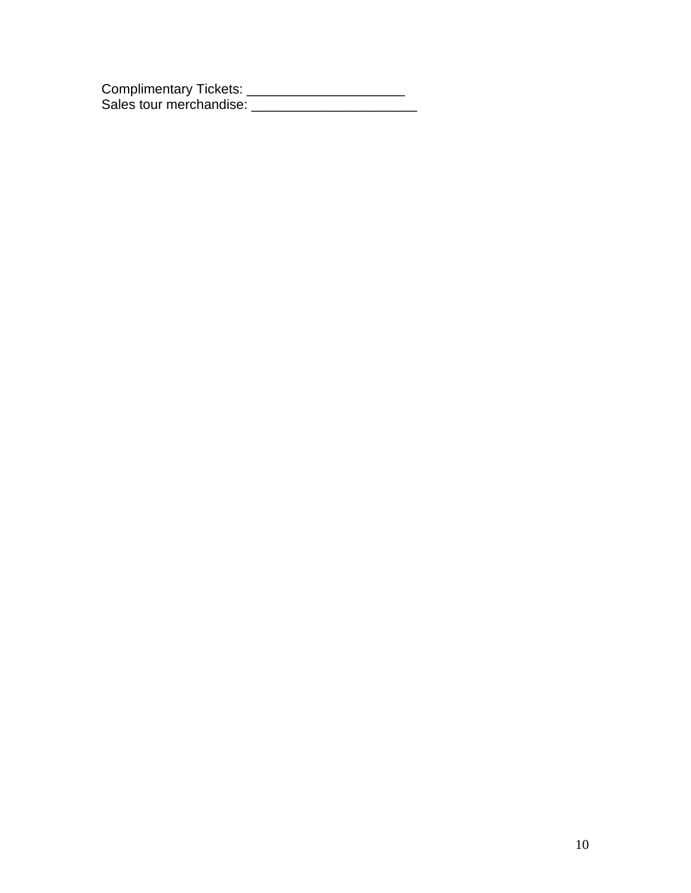Complimentary Tickets: _____________________
Sales tour merchandise: ______________________